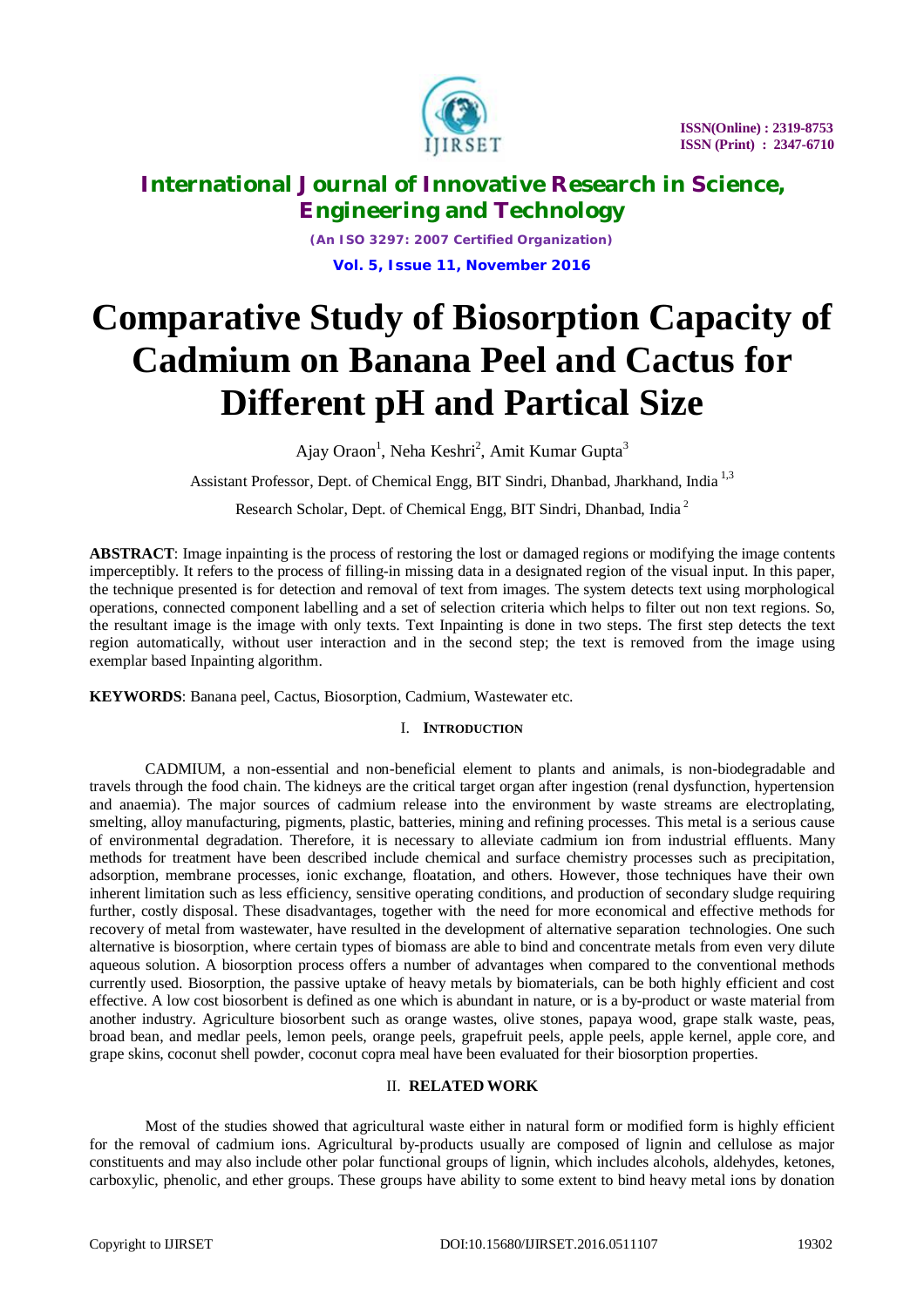# Comparative Study of Biosorption Capacity of Cadmium on Banana Peel and Cactus for Different pH and Partical Size

Ajay Oraon[1], Neha Keshri[2], Amit Kumar Gupta[3]

Assistant Professor, Dept. of Chemical Engg, BIT Sindri, Dhanbad, Jharkhand, India [1,3]

Research Scholar, Dept. of Chemical Engg, BIT Sindri, Dhanbad, India [2]

**ABSTRACT**: Image inpainting is the process of restoring the lost or damaged regions or modifying the image contents imperceptibly. It refers to the process of filling-in missing data in a designated region of the visual input. In this paper, the technique presented is for detection and removal of text from images. The system detects text using morphological operations, connected component labelling and a set of selection criteria which helps to filter out non text regions. So, the resultant image is the image with only texts. Text Inpainting is done in two steps. The first step detects the text region automatically, without user interaction and in the second step; the text is removed from the image using exemplar based Inpainting algorithm.

**KEYWORDS**: Banana peel, Cactus, Biosorption, Cadmium, Wastewater etc.

## I. INTRODUCTION

CADMIUM, a non-essential and non-beneficial element to plants and animals, is non-biodegradable and travels through the food chain. The kidneys are the critical target organ after ingestion (renal dysfunction, hypertension and anaemia). The major sources of cadmium release into the environment by waste streams are electroplating, smelting, alloy manufacturing, pigments, plastic, batteries, mining and refining processes. This metal is a serious cause of environmental degradation. Therefore, it is necessary to alleviate cadmium ion from industrial effluents. Many methods for treatment have been described include chemical and surface chemistry processes such as precipitation, adsorption, membrane processes, ionic exchange, floatation, and others. However, those techniques have their own inherent limitation such as less efficiency, sensitive operating conditions, and production of secondary sludge requiring further, costly disposal. These disadvantages, together with the need for more economical and effective methods for recovery of metal from wastewater, have resulted in the development of alternative separation technologies. One such alternative is biosorption, where certain types of biomass are able to bind and concentrate metals from even very dilute aqueous solution. A biosorption process offers a number of advantages when compared to the conventional methods currently used. Biosorption, the passive uptake of heavy metals by biomaterials, can be both highly efficient and cost effective. A low cost biosorbent is defined as one which is abundant in nature, or is a by-product or waste material from another industry. Agriculture biosorbent such as orange wastes, olive stones, papaya wood, grape stalk waste, peas, broad bean, and medlar peels, lemon peels, orange peels, grapefruit peels, apple peels, apple kernel, apple core, and grape skins, coconut shell powder, coconut copra meal have been evaluated for their biosorption properties.

## II. RELATED WORK

Most of the studies showed that agricultural waste either in natural form or modified form is highly efficient for the removal of cadmium ions. Agricultural by-products usually are composed of lignin and cellulose as major constituents and may also include other polar functional groups of lignin, which includes alcohols, aldehydes, ketones, carboxylic, phenolic, and ether groups. These groups have ability to some extent to bind heavy metal ions by donation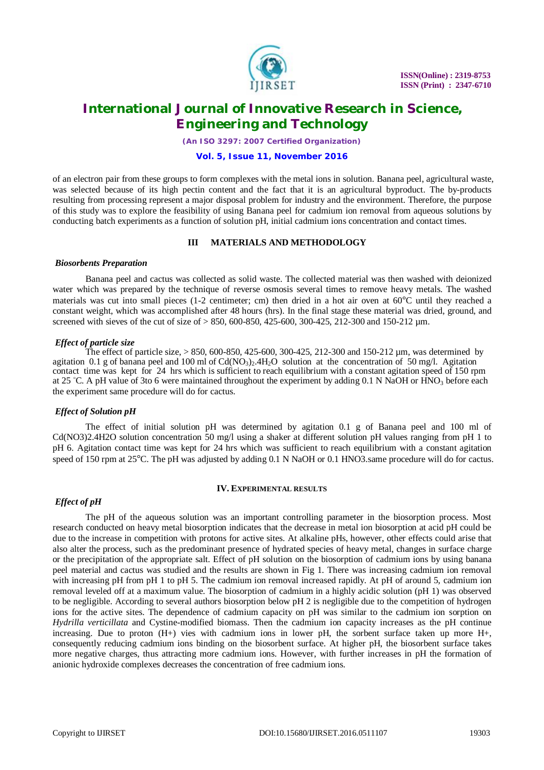of an electron pair from these groups to form complexes with the metal ions in solution. Banana peel, agricultural waste, was selected because of its high pectin content and the fact that it is an agricultural byproduct. The by-products resulting from processing represent a major disposal problem for industry and the environment. Therefore, the purpose of this study was to explore the feasibility of using Banana peel for cadmium ion removal from aqueous solutions by conducting batch experiments as a function of solution pH, initial cadmium ions concentration and contact times.

## III MATERIALS AND METHODOLOGY

***Biosorbents Preparation***

Banana peel and cactus was collected as solid waste. The collected material was then washed with deionized water which was prepared by the technique of reverse osmosis several times to remove heavy metals. The washed materials was cut into small pieces (1-2 centimeter; cm) then dried in a hot air oven at 60°C until they reached a constant weight, which was accomplished after 48 hours (hrs). In the final stage these material was dried, ground, and screened with sieves of the cut of size of > 850, 600-850, 425-600, 300-425, 212-300 and 150-212 µm.

***Effect of particle size***

The effect of particle size, > 850, 600-850, 425-600, 300-425, 212-300 and 150-212 µm, was determined by agitation 0.1 g of banana peel and 100 ml of $Cd(NO_3)_2.4H_2O$ solution at the concentration of 50 mg/l. Agitation contact time was kept for 24 hrs which is sufficient to reach equilibrium with a constant agitation speed of 150 rpm at 25 °C. A pH value of 3to 6 were maintained throughout the experiment by adding 0.1 N NaOH or $HNO_3$ before each the experiment same procedure will do for cactus.

***Effect of Solution pH***

The effect of initial solution pH was determined by agitation 0.1 g of Banana peel and 100 ml of Cd(NO3)2.4H2O solution concentration 50 mg/l using a shaker at different solution pH values ranging from pH 1 to pH 6. Agitation contact time was kept for 24 hrs which was sufficient to reach equilibrium with a constant agitation speed of 150 rpm at 25°C. The pH was adjusted by adding 0.1 N NaOH or 0.1 HNO3.same procedure will do for cactus.

## IV. EXPERIMENTAL RESULTS

***Effect of pH***

The pH of the aqueous solution was an important controlling parameter in the biosorption process. Most research conducted on heavy metal biosorption indicates that the decrease in metal ion biosorption at acid pH could be due to the increase in competition with protons for active sites. At alkaline pHs, however, other effects could arise that also alter the process, such as the predominant presence of hydrated species of heavy metal, changes in surface charge or the precipitation of the appropriate salt. Effect of pH solution on the biosorption of cadmium ions by using banana peel material and cactus was studied and the results are shown in Fig 1. There was increasing cadmium ion removal with increasing pH from pH 1 to pH 5. The cadmium ion removal increased rapidly. At pH of around 5, cadmium ion removal leveled off at a maximum value. The biosorption of cadmium in a highly acidic solution (pH 1) was observed to be negligible. According to several authors biosorption below pH 2 is negligible due to the competition of hydrogen ions for the active sites. The dependence of cadmium capacity on pH was similar to the cadmium ion sorption on *Hydrilla verticillata* and Cystine-modified biomass. Then the cadmium ion capacity increases as the pH continue increasing. Due to proton (H+) vies with cadmium ions in lower pH, the sorbent surface taken up more H+, consequently reducing cadmium ions binding on the biosorbent surface. At higher pH, the biosorbent surface takes more negative charges, thus attracting more cadmium ions. However, with further increases in pH the formation of anionic hydroxide complexes decreases the concentration of free cadmium ions.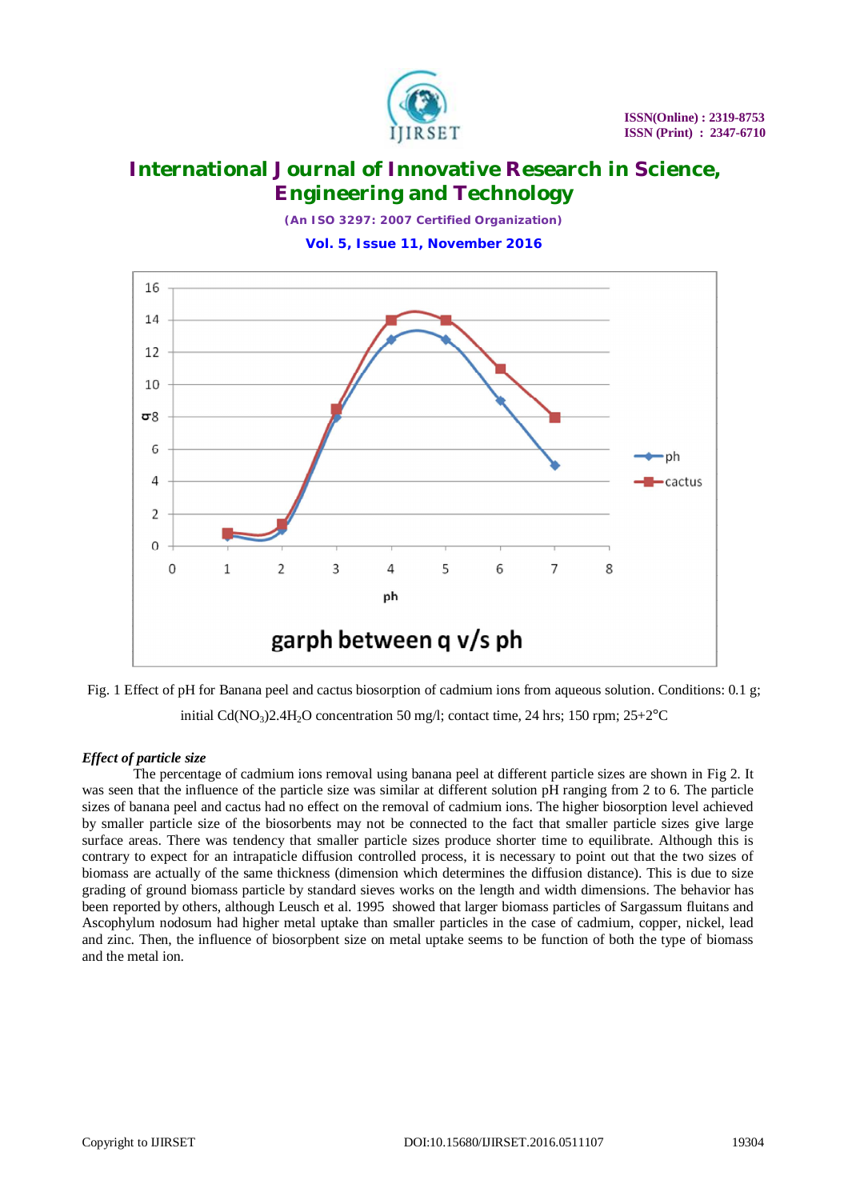Fig. 1 Effect of pH for Banana peel and cactus biosorption of cadmium ions from aqueous solution. Conditions: 0.1 g; initial $Cd(NO_3)_2.4H_2O$ concentration 50 mg/l; contact time, 24 hrs; 150 rpm; 25+2°C

### *Effect of particle size*

The percentage of cadmium ions removal using banana peel at different particle sizes are shown in Fig 2. It was seen that the influence of the particle size was similar at different solution pH ranging from 2 to 6. The particle sizes of banana peel and cactus had no effect on the removal of cadmium ions. The higher biosorption level achieved by smaller particle size of the biosorbents may not be connected to the fact that smaller particle sizes give large surface areas. There was tendency that smaller particle sizes produce shorter time to equilibrate. Although this is contrary to expect for an intrapaticle diffusion controlled process, it is necessary to point out that the two sizes of biomass are actually of the same thickness (dimension which determines the diffusion distance). This is due to size grading of ground biomass particle by standard sieves works on the length and width dimensions. The behavior has been reported by others, although Leusch et al. 1995 showed that larger biomass particles of Sargassum fluitans and Ascophylum nodosum had higher metal uptake than smaller particles in the case of cadmium, copper, nickel, lead and zinc. Then, the influence of biosorpbent size on metal uptake seems to be function of both the type of biomass and the metal ion.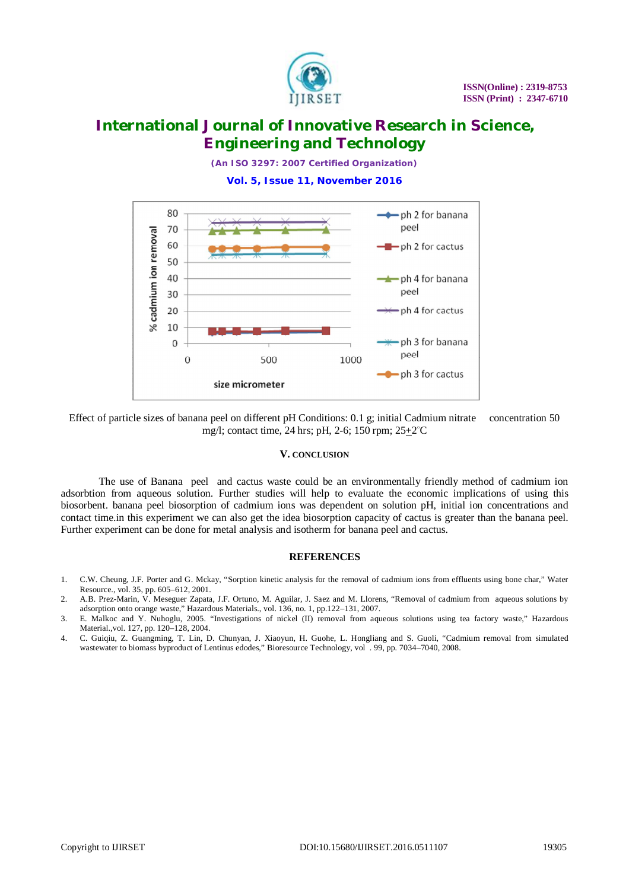80
70
60
50
40
30
20
10
0

% cadmium ion removal

0
500
1000

size micrometer

ph 2 for banana peel
ph 2 for cactus
ph 4 for banana peel
ph 4 for cactus
ph 3 for banana peel
ph 3 for cactus

Effect of particle sizes of banana peel on different pH Conditions: 0.1 g; initial Cadmium nitrate concentration 50 mg/l; contact time, 24 hrs; pH, 2-6; 150 rpm; 25+2°C

## V. CONCLUSION

The use of Banana peel and cactus waste could be an environmentally friendly method of cadmium ion adsorbtion from aqueous solution. Further studies will help to evaluate the economic implications of using this biosorbent. banana peel biosorption of cadmium ions was dependent on solution pH, initial ion concentrations and contact time.in this experiment we can also get the idea biosorption capacity of cactus is greater than the banana peel. Further experiment can be done for metal analysis and isotherm for banana peel and cactus.

## REFERENCES

1. C.W. Cheung, J.F. Porter and G. Mckay, "Sorption kinetic analysis for the removal of cadmium ions from effluents using bone char," Water Resource., vol. 35, pp. 605–612, 2001.
2. A.B. Prez-Marin, V. Meseguer Zapata, J.F. Ortuno, M. Aguilar, J. Saez and M. Llorens, "Removal of cadmium from aqueous solutions by adsorption onto orange waste," Hazardous Materials., vol. 136, no. 1, pp.122–131, 2007.
3. E. Malkoc and Y. Nuhoglu, 2005. "Investigations of nickel (II) removal from aqueous solutions using tea factory waste," Hazardous Material.,vol. 127, pp. 120–128, 2004.
4. C. Guiqiu, Z. Guangming, T. Lin, D. Chunyan, J. Xiaoyun, H. Guohe, L. Hongliang and S. Guoli, "Cadmium removal from simulated wastewater to biomass byproduct of Lentinus edodes," Bioresource Technology, vol . 99, pp. 7034–7040, 2008.